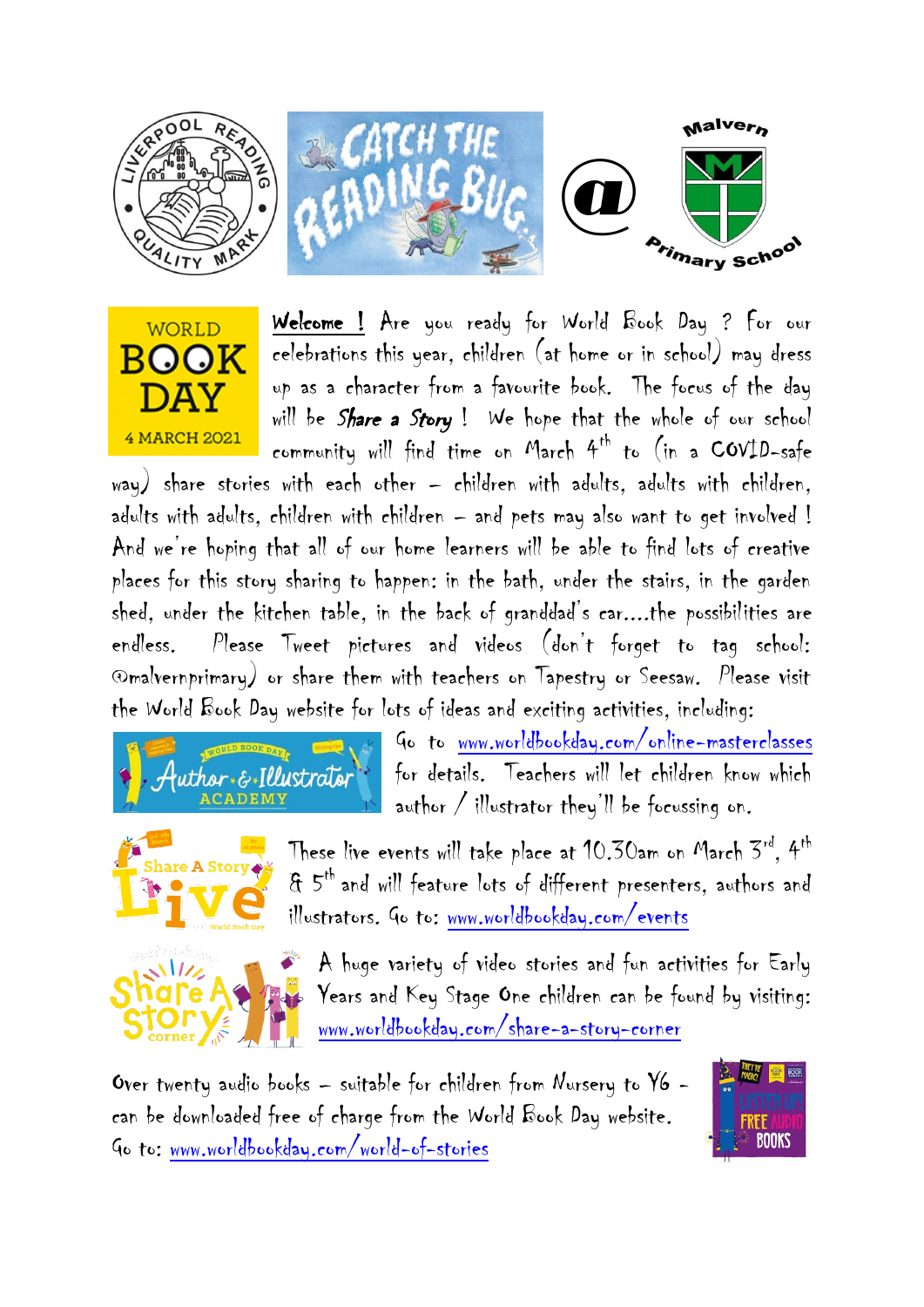**Welcome !** Are you ready for World Book Day ? For our celebrations this year, children (at home or in school) may dress up as a character from a favourite book. The focus of the day will be ***Share a Story*** ! We hope that the whole of our school community will find time on March 4th to (in a COVID-safe way) share stories with each other – children with adults, adults with children, adults with adults, children with children – and pets may also want to get involved ! And we're hoping that all of our home learners will be able to find lots of creative places for this story sharing to happen: in the bath, under the stairs, in the garden shed, under the kitchen table, in the back of granddad's car….the possibilities are endless. Please Tweet pictures and videos (don't forget to tag school: @malvernprimary) or share them with teachers on Tapestry or Seesaw. Please visit the World Book Day website for lots of ideas and exciting activities, including:

Go to www.worldbookday.com/online-masterclasses for details. Teachers will let children know which author / illustrator they'll be focussing on.

These live events will take place at 10.30am on March 3rd, 4th & 5th and will feature lots of different presenters, authors and illustrators. Go to: www.worldbookday.com/events

A huge variety of video stories and fun activities for Early Years and Key Stage One children can be found by visiting: www.worldbookday.com/share-a-story-corner

Over twenty audio books – suitable for children from Nursery to Y6 – can be downloaded free of charge from the World Book Day website. Go to: www.worldbookday.com/world-of-stories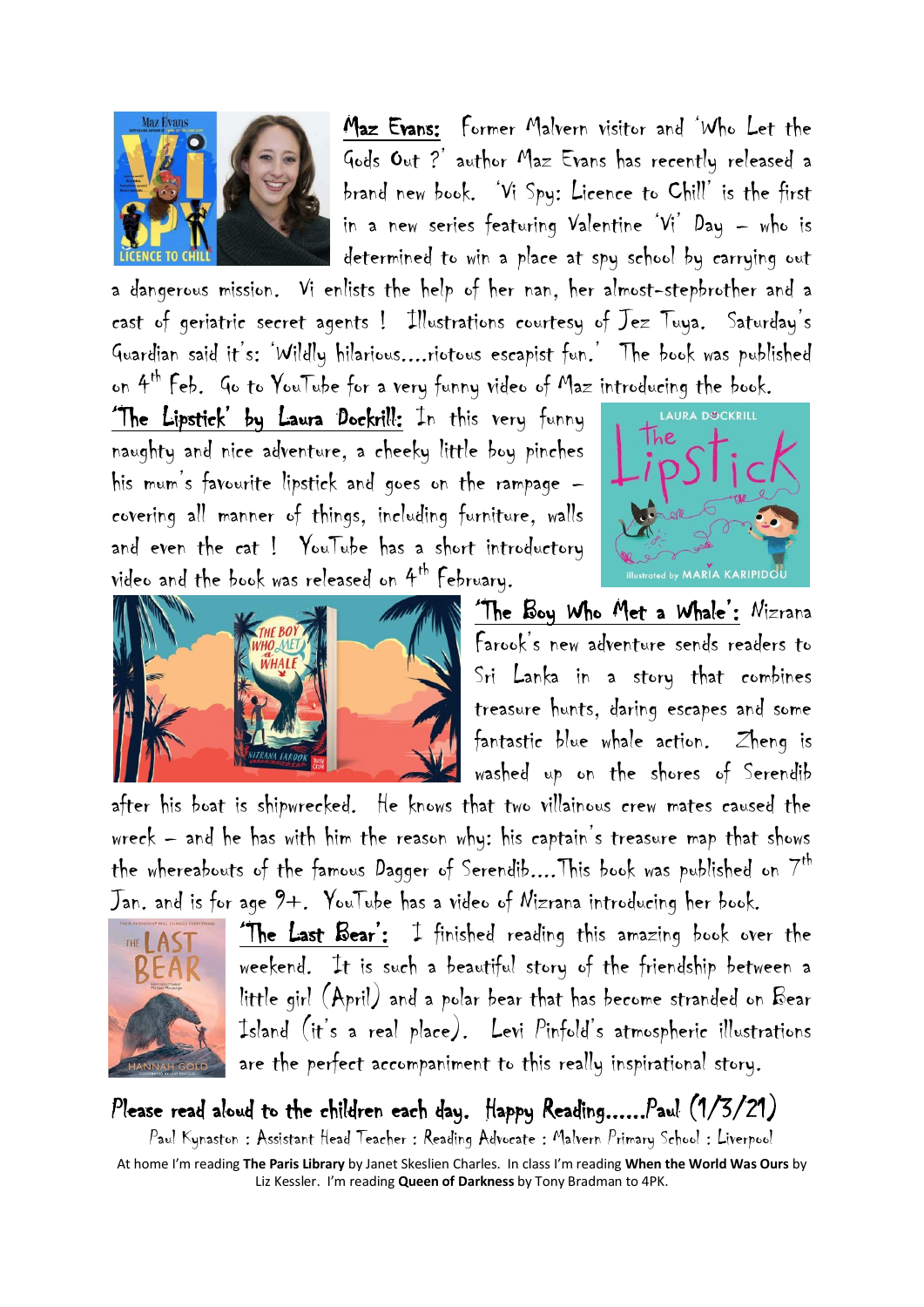**Maz Evans:** Former Malvern visitor and 'Who Let the Gods Out ?' author Maz Evans has recently released a brand new book. 'Vi Spy: Licence to Chill' is the first in a new series featuring Valentine 'Vi' Day – who is determined to win a place at spy school by carrying out a dangerous mission. Vi enlists the help of her nan, her almost-stepbrother and a cast of geriatric secret agents ! Illustrations courtesy of Jez Tuya. Saturday's Guardian said it's: 'Wildly hilarious….riotous escapist fun.' The book was published on 4th Feb. Go to YouTube for a very funny video of Maz introducing the book.

**'The Lipstick' by Laura Dockrill:** In this very funny naughty and nice adventure, a cheeky little boy pinches his mum's favourite lipstick and goes on the rampage – covering all manner of things, including furniture, walls and even the cat ! YouTube has a short introductory video and the book was released on 4th February.

**'The Boy Who Met a Whale':** Nizrana Farook's new adventure sends readers to Sri Lanka in a story that combines treasure hunts, daring escapes and some fantastic blue whale action. Zheng is washed up on the shores of Serendib after his boat is shipwrecked. He knows that two villainous crew mates caused the wreck – and he has with him the reason why: his captain's treasure map that shows the whereabouts of the famous Dagger of Serendib….This book was published on 7th Jan. and is for age 9+. YouTube has a video of Nizrana introducing her book.

**'The Last Bear':** I finished reading this amazing book over the weekend. It is such a beautiful story of the friendship between a little girl (April) and a polar bear that has become stranded on Bear Island (it's a real place). Levi Pinfold's atmospheric illustrations are the perfect accompaniment to this really inspirational story.

**Please read aloud to the children each day. Happy Reading……Paul (1/3/21)**

Paul Kynaston : Assistant Head Teacher : Reading Advocate : Malvern Primary School : Liverpool

At home I'm reading **The Paris Library** by Janet Skeslien Charles. In class I'm reading **When the World Was Ours** by Liz Kessler. I'm reading **Queen of Darkness** by Tony Bradman to 4PK.